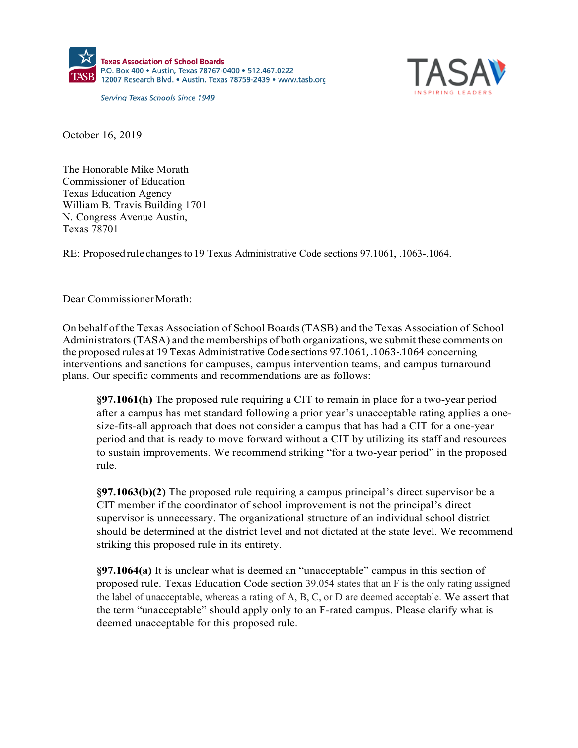Texas Association of School Boards
P.O. Box 400 • Austin, Texas 78767-0400 • 512.467.0222
12007 Research Blvd. • Austin, Texas 78759-2439 • www.tasb.org

*Serving Texas Schools Since 1949*

TASA
INSPIRING LEADERS

October 16, 2019

The Honorable Mike Morath
Commissioner of Education
Texas Education Agency
William B. Travis Building 1701
N. Congress Avenue Austin,
Texas 78701

RE: Proposed rule changes to 19 Texas Administrative Code sections 97.1061, .1063-.1064.

Dear Commissioner Morath:

On behalf of the Texas Association of School Boards (TASB) and the Texas Association of School Administrators (TASA) and the memberships of both organizations, we submit these comments on the proposed rules at 19 Texas Administrative Code sections 97.1061, .1063-.1064 concerning interventions and sanctions for campuses, campus intervention teams, and campus turnaround plans. Our specific comments and recommendations are as follows:

> **§97.1061(h)** The proposed rule requiring a CIT to remain in place for a two-year period after a campus has met standard following a prior year's unacceptable rating applies a one-size-fits-all approach that does not consider a campus that has had a CIT for a one-year period and that is ready to move forward without a CIT by utilizing its staff and resources to sustain improvements. We recommend striking "for a two-year period" in the proposed rule.
>
> **§97.1063(b)(2)** The proposed rule requiring a campus principal's direct supervisor be a CIT member if the coordinator of school improvement is not the principal's direct supervisor is unnecessary. The organizational structure of an individual school district should be determined at the district level and not dictated at the state level. We recommend striking this proposed rule in its entirety.
>
> **§97.1064(a)** It is unclear what is deemed an "unacceptable" campus in this section of proposed rule. Texas Education Code section 39.054 states that an F is the only rating assigned the label of unacceptable, whereas a rating of A, B, C, or D are deemed acceptable. We assert that the term "unacceptable" should apply only to an F-rated campus. Please clarify what is deemed unacceptable for this proposed rule.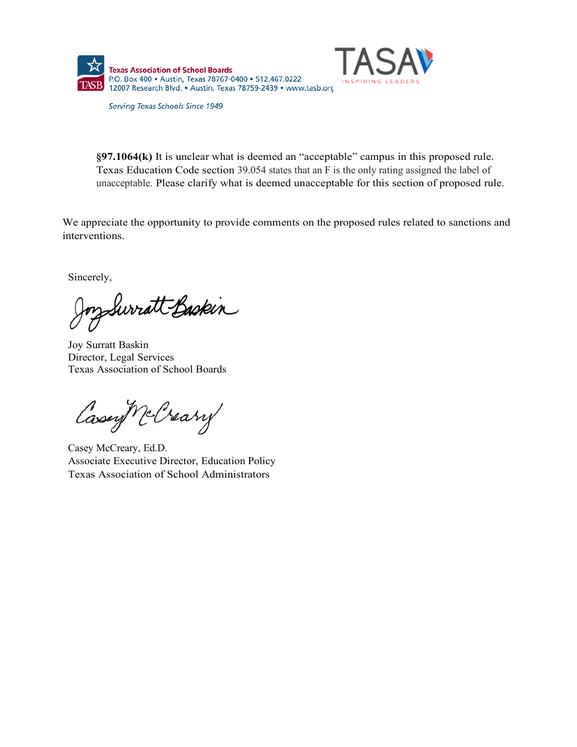**Texas Association of School Boards**
P.O. Box 400 • Austin, Texas 78767-0400 • 512.467.0222
12007 Research Blvd. • Austin, Texas 78759-2439 • www.tasb.org

*Serving Texas Schools Since 1949*

TASA
INSPIRING LEADERS

**§97.1064(k)** It is unclear what is deemed an "acceptable" campus in this proposed rule. Texas Education Code section 39.054 states that an F is the only rating assigned the label of unacceptable. Please clarify what is deemed unacceptable for this section of proposed rule.

We appreciate the opportunity to provide comments on the proposed rules related to sanctions and interventions.

Sincerely,

Joy Surratt Baskin
Director, Legal Services
Texas Association of School Boards

Casey McCreary, Ed.D.
Associate Executive Director, Education Policy
Texas Association of School Administrators